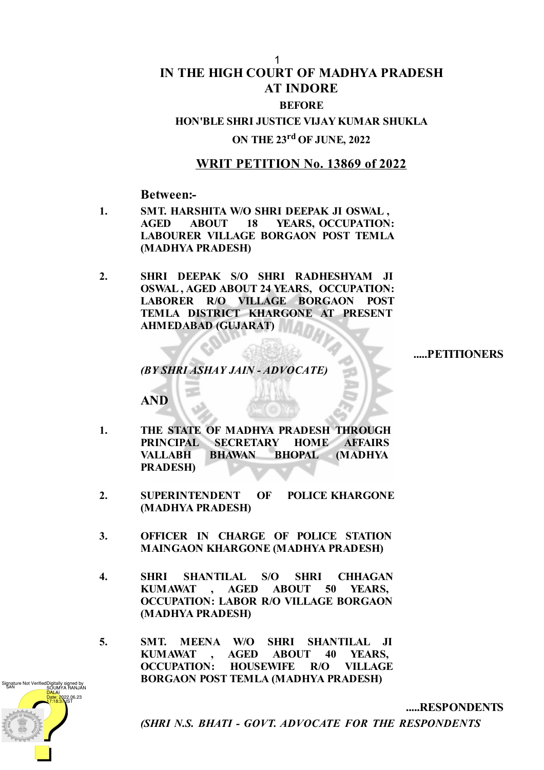# IN THE HIGH COURT OF MADHYA PRADESH AT INDORE

**BEFORE**

**HON'BLE SHRI JUSTICE VIJAY KUMAR SHUKLA**

**ON THE 23rd OF JUNE, 2022**

## WRIT PETITION No. 13869 of 2022

**Between:-**

1. **SMT. HARSHITA W/O SHRI DEEPAK JI OSWAL , AGED ABOUT 18 YEARS, OCCUPATION: LABOURER VILLAGE BORGAON POST TEMLA (MADHYA PRADESH)**

2. **SHRI DEEPAK S/O SHRI RADHESHYAM JI OSWAL , AGED ABOUT 24 YEARS, OCCUPATION: LABORER R/O VILLAGE BORGAON POST TEMLA DISTRICT KHARGONE AT PRESENT AHMEDABAD (GUJARAT)**

**.....PETITIONERS**

*(BY SHRI ASHAY JAIN - ADVOCATE)*

**AND**

1. **THE STATE OF MADHYA PRADESH THROUGH PRINCIPAL SECRETARY HOME AFFAIRS VALLABH BHAWAN BHOPAL (MADHYA PRADESH)**

2. **SUPERINTENDENT OF POLICE KHARGONE (MADHYA PRADESH)**

3. **OFFICER IN CHARGE OF POLICE STATION MAINGAON KHARGONE (MADHYA PRADESH)**

4. **SHRI SHANTILAL S/O SHRI CHHAGAN KUMAWAT , AGED ABOUT 50 YEARS, OCCUPATION: LABOR R/O VILLAGE BORGAON (MADHYA PRADESH)**

5. **SMT. MEENA W/O SHRI SHANTILAL JI KUMAWAT , AGED ABOUT 40 YEARS, OCCUPATION: HOUSEWIFE R/O VILLAGE BORGAON POST TEMLA (MADHYA PRADESH)**

**.....RESPONDENTS**

*(SHRI N.S. BHATI - GOVT. ADVOCATE FOR THE RESPONDENTS*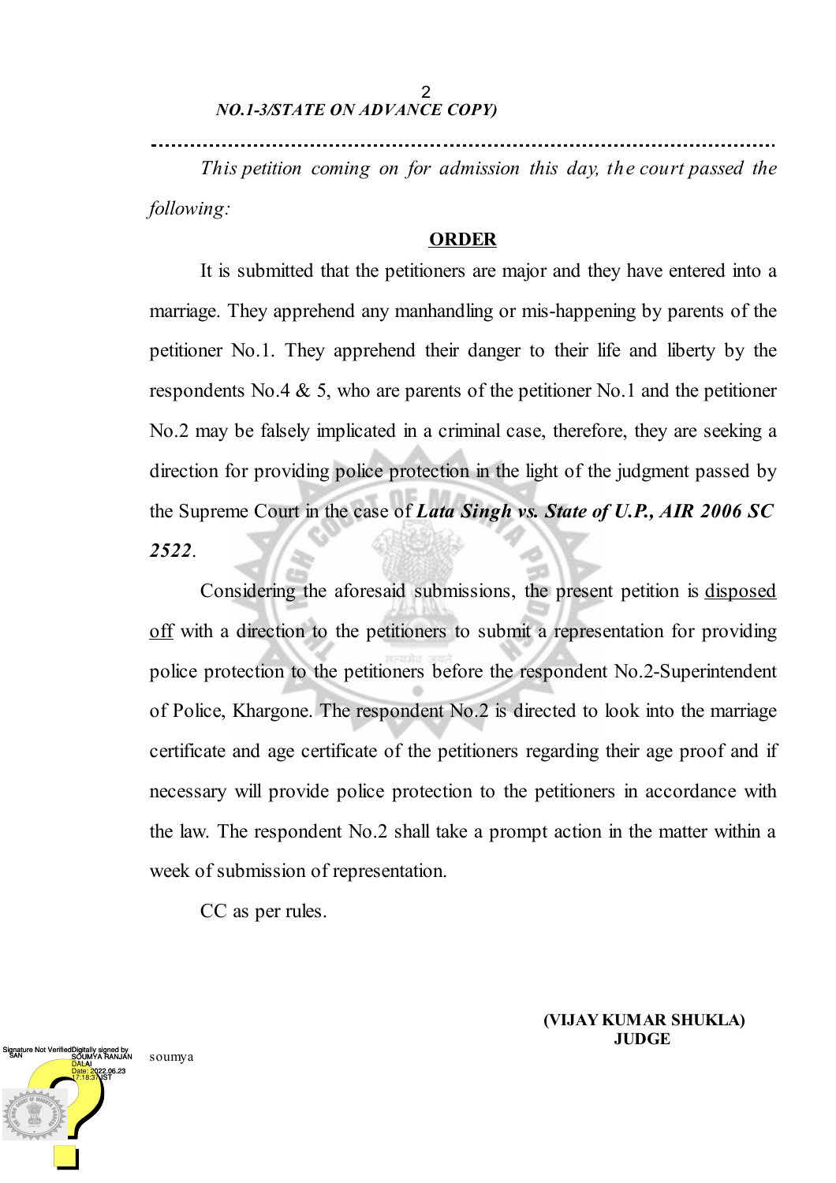*NO.1-3/STATE ON ADVANCE COPY)*

---

*This petition coming on for admission this day, the court passed the following:*

**ORDER**

It is submitted that the petitioners are major and they have entered into a marriage. They apprehend any manhandling or mis-happening by parents of the petitioner No.1. They apprehend their danger to their life and liberty by the respondents No.4 & 5, who are parents of the petitioner No.1 and the petitioner No.2 may be falsely implicated in a criminal case, therefore, they are seeking a direction for providing police protection in the light of the judgment passed by the Supreme Court in the case of ***Lata Singh vs. State of U.P., AIR 2006 SC 2522***.

Considering the aforesaid submissions, the present petition is disposed off with a direction to the petitioners to submit a representation for providing police protection to the petitioners before the respondent No.2-Superintendent of Police, Khargone. The respondent No.2 is directed to look into the marriage certificate and age certificate of the petitioners regarding their age proof and if necessary will provide police protection to the petitioners in accordance with the law. The respondent No.2 shall take a prompt action in the matter within a week of submission of representation.

CC as per rules.

**(VIJAY KUMAR SHUKLA)**
**JUDGE**

soumya

Signature Not Verified
Digitally signed by SOUMYA RANJAN DALAI
Date: 2022.06.23 17:18:37 IST